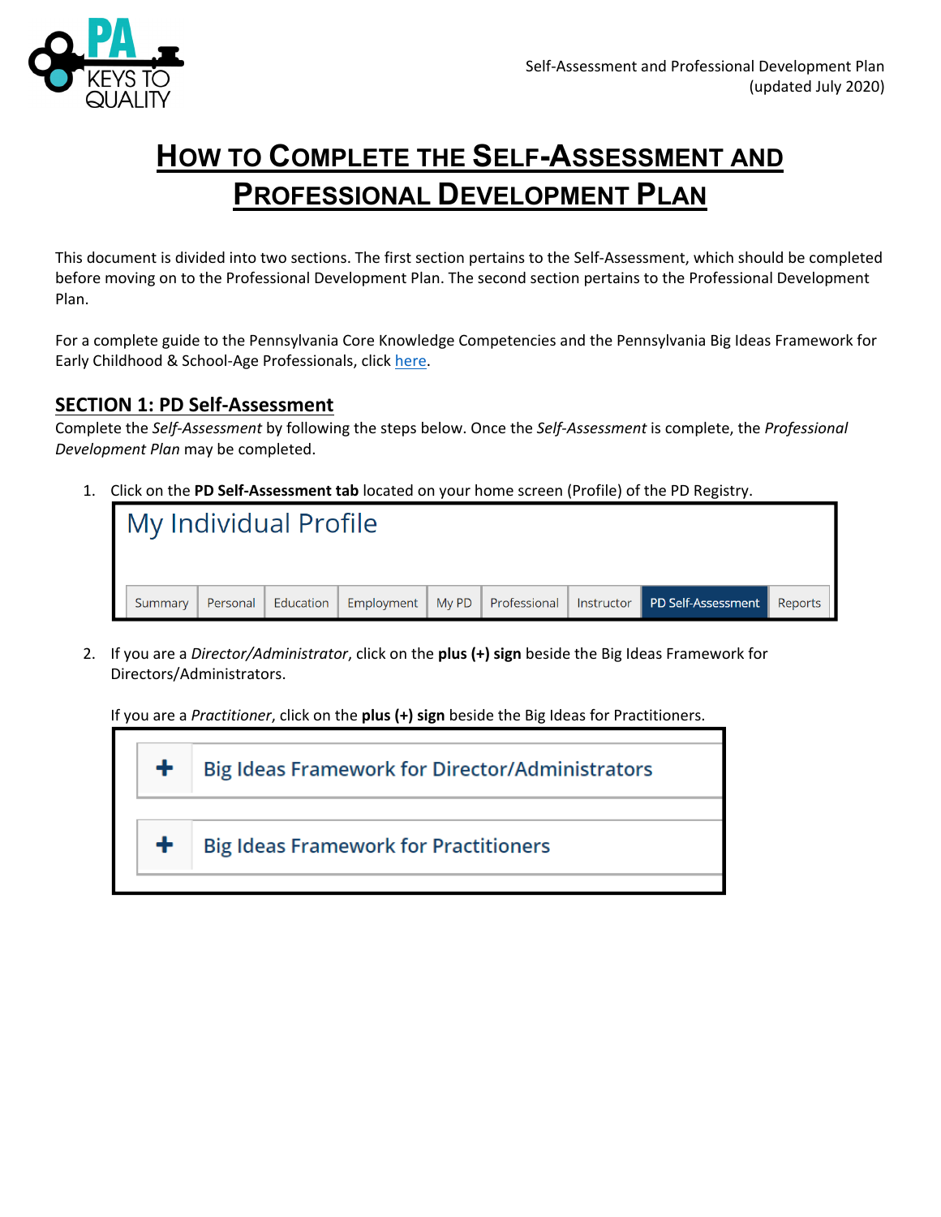# How to Complete the Self-Assessment and Professional Development Plan

This document is divided into two sections. The first section pertains to the Self-Assessment, which should be completed before moving on to the Professional Development Plan. The second section pertains to the Professional Development Plan.

For a complete guide to the Pennsylvania Core Knowledge Competencies and the Pennsylvania Big Ideas Framework for Early Childhood & School-Age Professionals, click here.

## SECTION 1: PD Self-Assessment

Complete the *Self-Assessment* by following the steps below. Once the *Self-Assessment* is complete, the *Professional Development Plan* may be completed.

1. Click on the **PD Self-Assessment tab** located on your home screen (Profile) of the PD Registry.

   My Individual Profile

   Summary | Personal | Education | Employment | My PD | Professional | Instructor | PD Self-Assessment | Reports

2. If you are a *Director/Administrator*, click on the **plus (+) sign** beside the Big Ideas Framework for Directors/Administrators.

   If you are a *Practitioner*, click on the **plus (+) sign** beside the Big Ideas for Practitioners.

   + Big Ideas Framework for Director/Administrators

   + Big Ideas Framework for Practitioners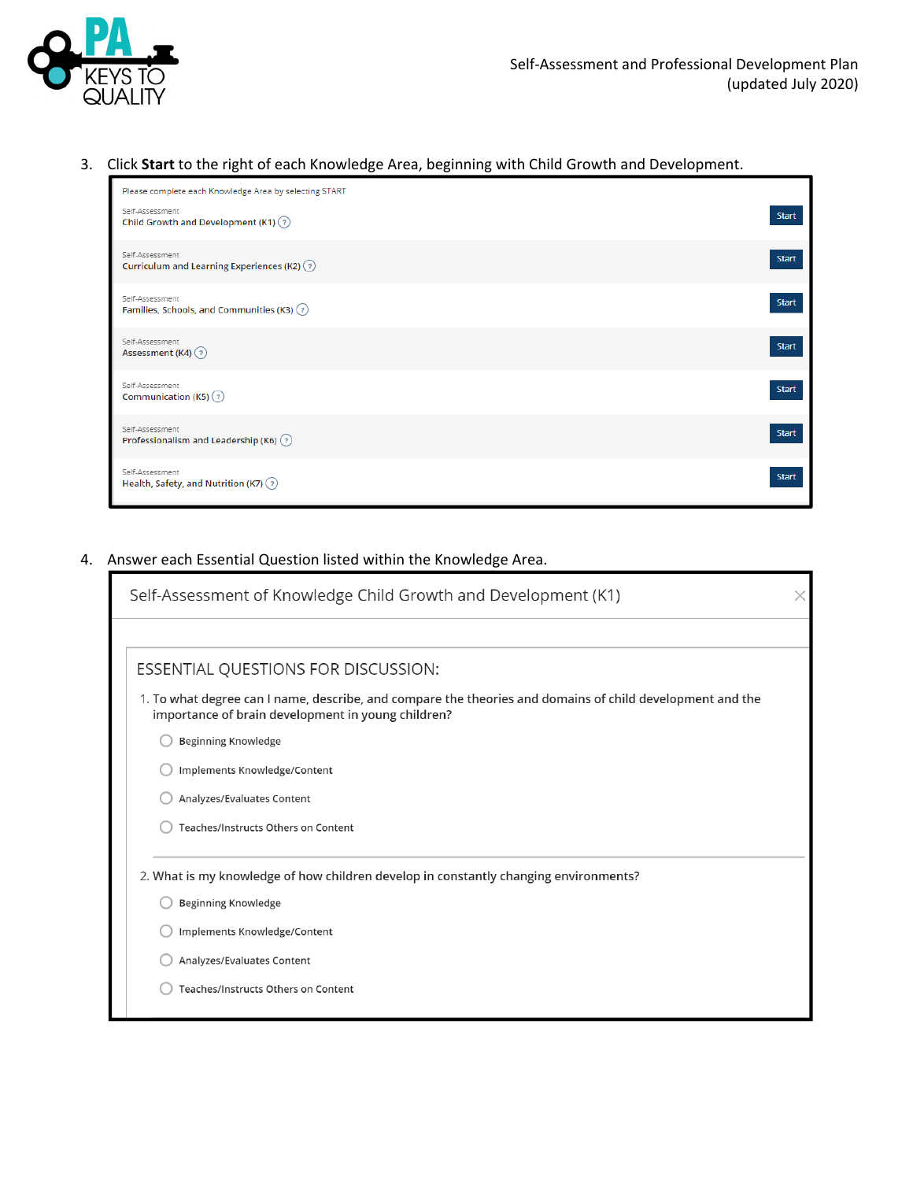3. Click **Start** to the right of each Knowledge Area, beginning with Child Growth and Development.

Please complete each Knowledge Area by selecting START

| | |
|---|---|
| Self-Assessment<br>Child Growth and Development (K1) | Start |
| Self-Assessment<br>Curriculum and Learning Experiences (K2) | Start |
| Self-Assessment<br>Families, Schools, and Communities (K3) | Start |
| Self-Assessment<br>Assessment (K4) | Start |
| Self-Assessment<br>Communication (K5) | Start |
| Self-Assessment<br>Professionalism and Leadership (K6) | Start |
| Self-Assessment<br>Health, Safety, and Nutrition (K7) | Start |

4. Answer each Essential Question listed within the Knowledge Area.

Self-Assessment of Knowledge Child Growth and Development (K1)

ESSENTIAL QUESTIONS FOR DISCUSSION:

1. To what degree can I name, describe, and compare the theories and domains of child development and the importance of brain development in young children?
   - Beginning Knowledge
   - Implements Knowledge/Content
   - Analyzes/Evaluates Content
   - Teaches/Instructs Others on Content

2. What is my knowledge of how children develop in constantly changing environments?
   - Beginning Knowledge
   - Implements Knowledge/Content
   - Analyzes/Evaluates Content
   - Teaches/Instructs Others on Content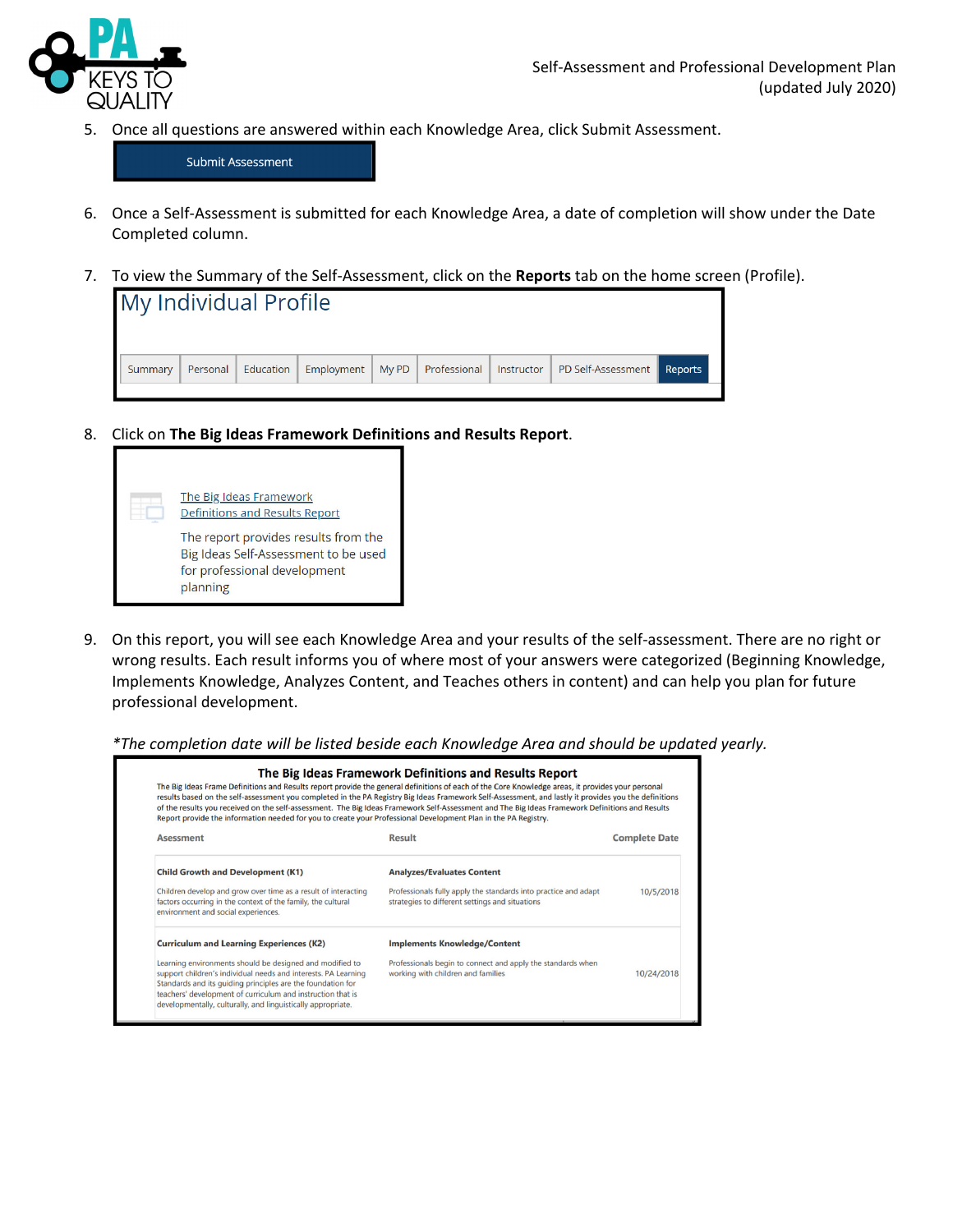5. Once all questions are answered within each Knowledge Area, click Submit Assessment.

   Submit Assessment

6. Once a Self-Assessment is submitted for each Knowledge Area, a date of completion will show under the Date Completed column.

7. To view the Summary of the Self-Assessment, click on the **Reports** tab on the home screen (Profile).

   My Individual Profile

   Summary | Personal | Education | Employment | My PD | Professional | Instructor | PD Self-Assessment | Reports

8. Click on **The Big Ideas Framework Definitions and Results Report**.

   The Big Ideas Framework Definitions and Results Report

   The report provides results from the Big Ideas Self-Assessment to be used for professional development planning

9. On this report, you will see each Knowledge Area and your results of the self-assessment. There are no right or wrong results. Each result informs you of where most of your answers were categorized (Beginning Knowledge, Implements Knowledge, Analyzes Content, and Teaches others in content) and can help you plan for future professional development.

   *\*The completion date will be listed beside each Knowledge Area and should be updated yearly.*

**The Big Ideas Framework Definitions and Results Report**

The Big Ideas Frame Definitions and Results report provide the general definitions of each of the Core Knowledge areas, it provides your personal results based on the self-assessment you completed in the PA Registry Big Ideas Framework Self-Assessment, and lastly it provides you the definitions of the results you received on the self-assessment. The Big Ideas Framework Self-Assessment and The Big Ideas Framework Definitions and Results Report provide the information needed for you to create your Professional Development Plan in the PA Registry.

| Asessment | Result | Complete Date |
| --- | --- | --- |
| **Child Growth and Development (K1)**<br>Children develop and grow over time as a result of interacting factors occurring in the context of the family, the cultural environment and social experiences. | **Analyzes/Evaluates Content**<br>Professionals fully apply the standards into practice and adapt strategies to different settings and situations | 10/5/2018 |
| **Curriculum and Learning Experiences (K2)**<br>Learning environments should be designed and modified to support children's individual needs and interests. PA Learning Standards and its guiding principles are the foundation for teachers' development of curriculum and instruction that is developmentally, culturally, and linguistically appropriate. | **Implements Knowledge/Content**<br>Professionals begin to connect and apply the standards when working with children and families | 10/24/2018 |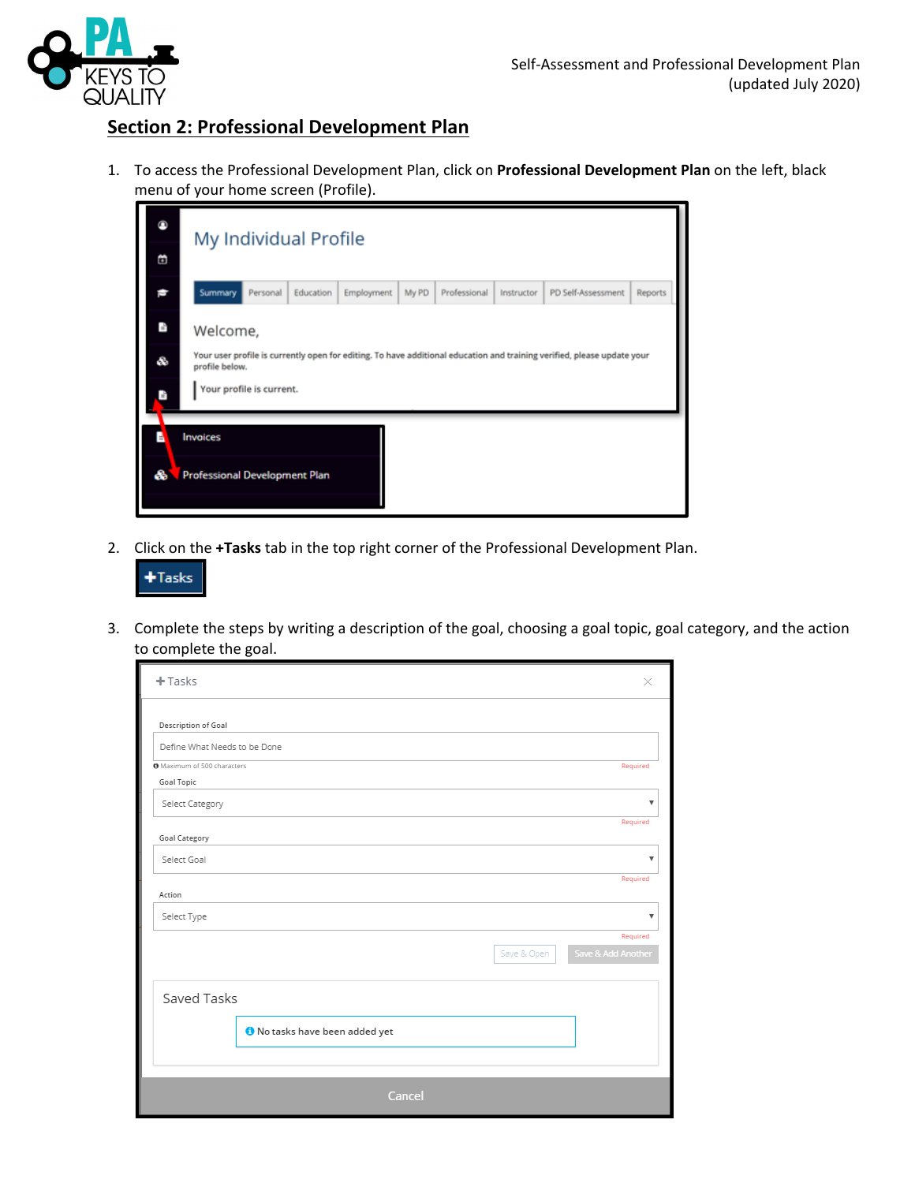## Section 2: Professional Development Plan

1. To access the Professional Development Plan, click on **Professional Development Plan** on the left, black menu of your home screen (Profile).

2. Click on the **+Tasks** tab in the top right corner of the Professional Development Plan.

3. Complete the steps by writing a description of the goal, choosing a goal topic, goal category, and the action to complete the goal.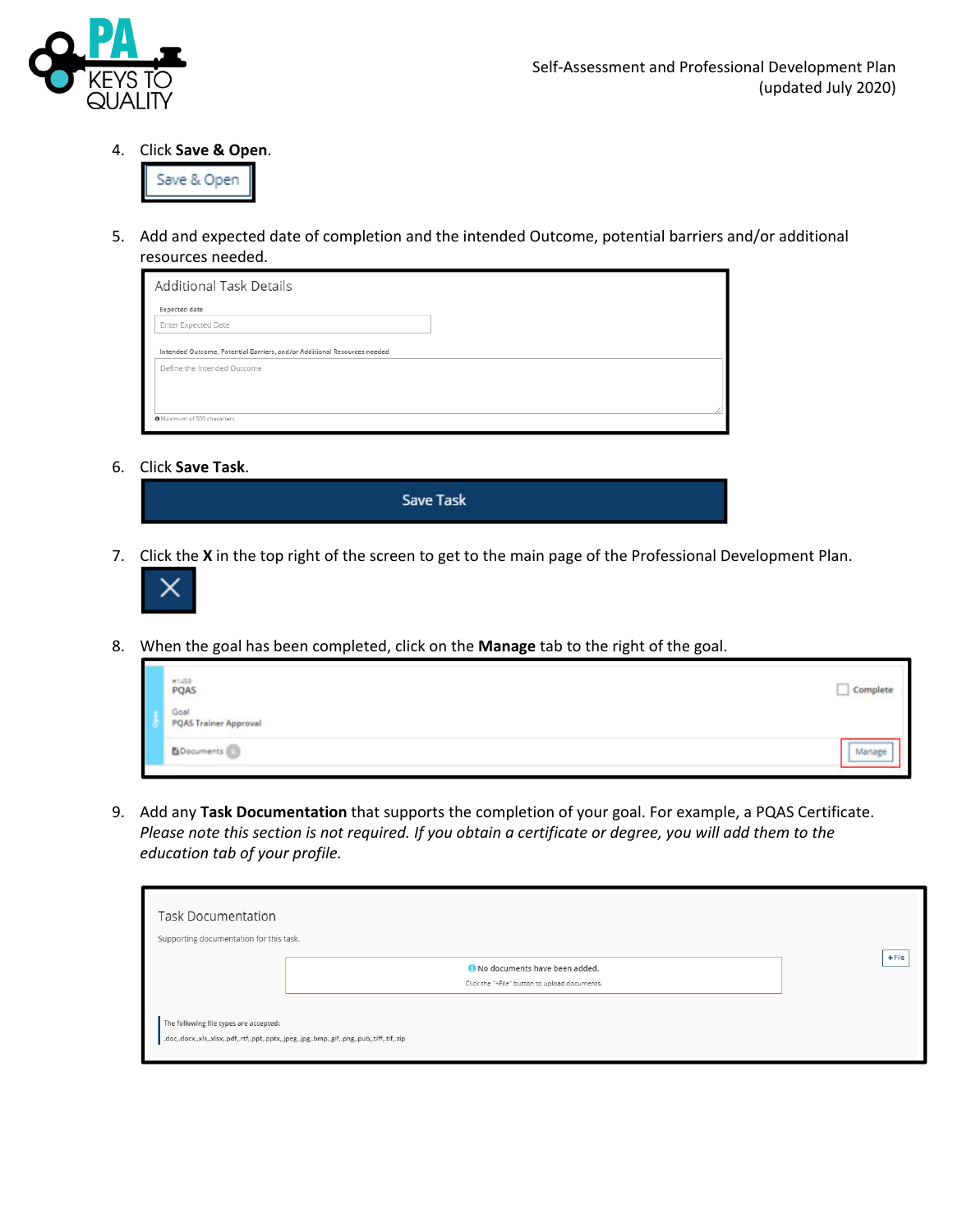4. Click **Save & Open**.

   Save & Open

5. Add and expected date of completion and the intended Outcome, potential barriers and/or additional resources needed.

   Additional Task Details

   Expected date

   Enter Expected Date

   Intended Outcome, Potential Barriers, and/or Additional Resources needed

   Define the Intended Outcome

   Maximum of 500 characters

6. Click **Save Task**.

   Save Task

7. Click the **X** in the top right of the screen to get to the main page of the Professional Development Plan.

8. When the goal has been completed, click on the **Manage** tab to the right of the goal.

   #1459
   PQAS
   Goal
   PQAS Trainer Approval
   Documents 0
   Complete
   Manage

9. Add any **Task Documentation** that supports the completion of your goal. For example, a PQAS Certificate. *Please note this section is not required. If you obtain a certificate or degree, you will add them to the education tab of your profile.*

   Task Documentation

   Supporting documentation for this task.

   +File

   No documents have been added.

   Click the "+File" button to upload documents.

   The following file types are accepted:

   .doc,.docx,.xls,.xlsx,.pdf,.rtf,.ppt,.pptx,.jpeg,.jpg,.bmp,.gif,.png,.pub,.tiff,.tif,.zip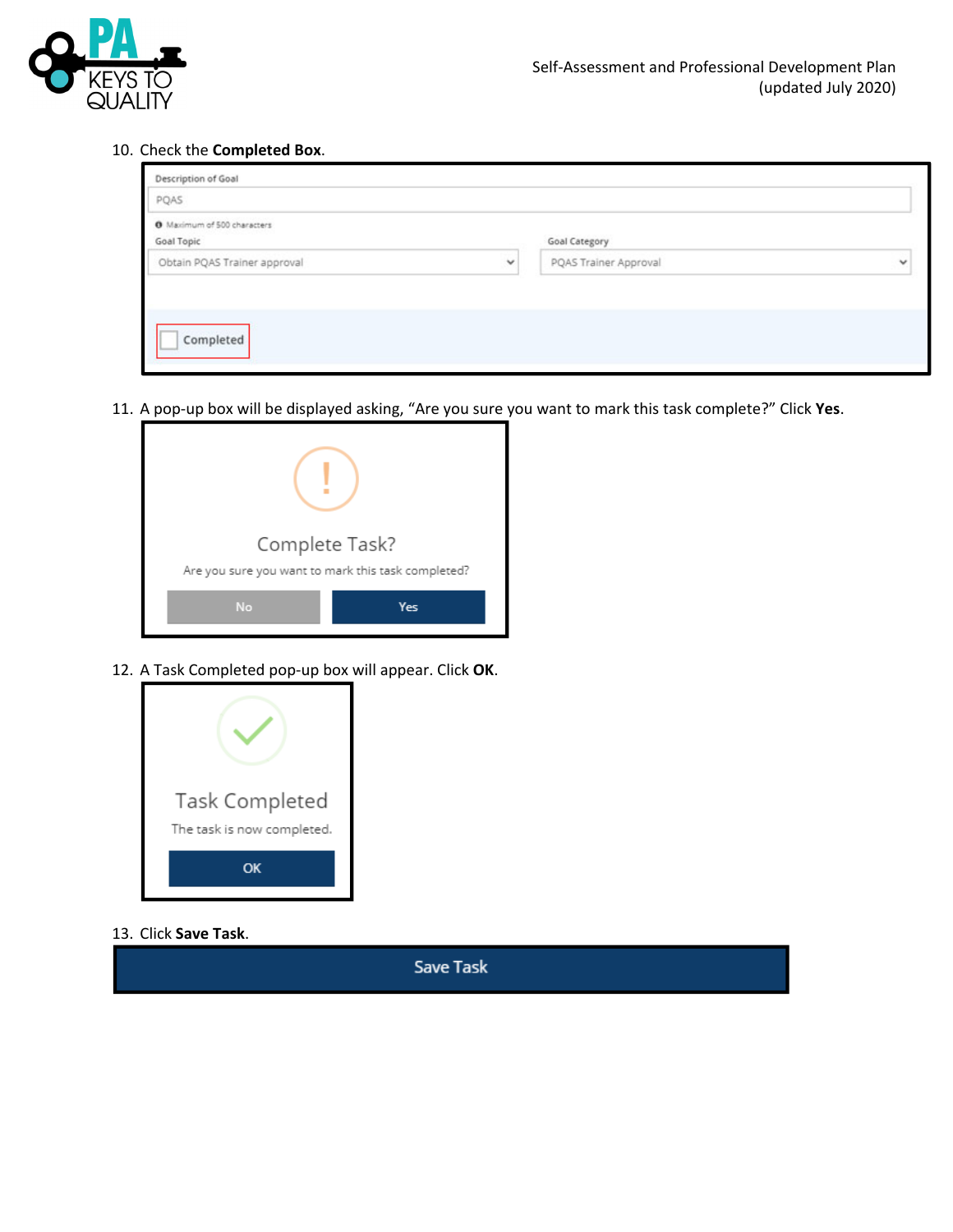10. Check the **Completed Box**.

Description of Goal

PQAS

Maximum of 500 characters

Goal Topic

Obtain PQAS Trainer approval

Goal Category

PQAS Trainer Approval

Completed

11. A pop-up box will be displayed asking, “Are you sure you want to mark this task complete?” Click **Yes**.

Complete Task?

Are you sure you want to mark this task completed?

No Yes

12. A Task Completed pop-up box will appear. Click **OK**.

Task Completed

The task is now completed.

OK

13. Click **Save Task**.

Save Task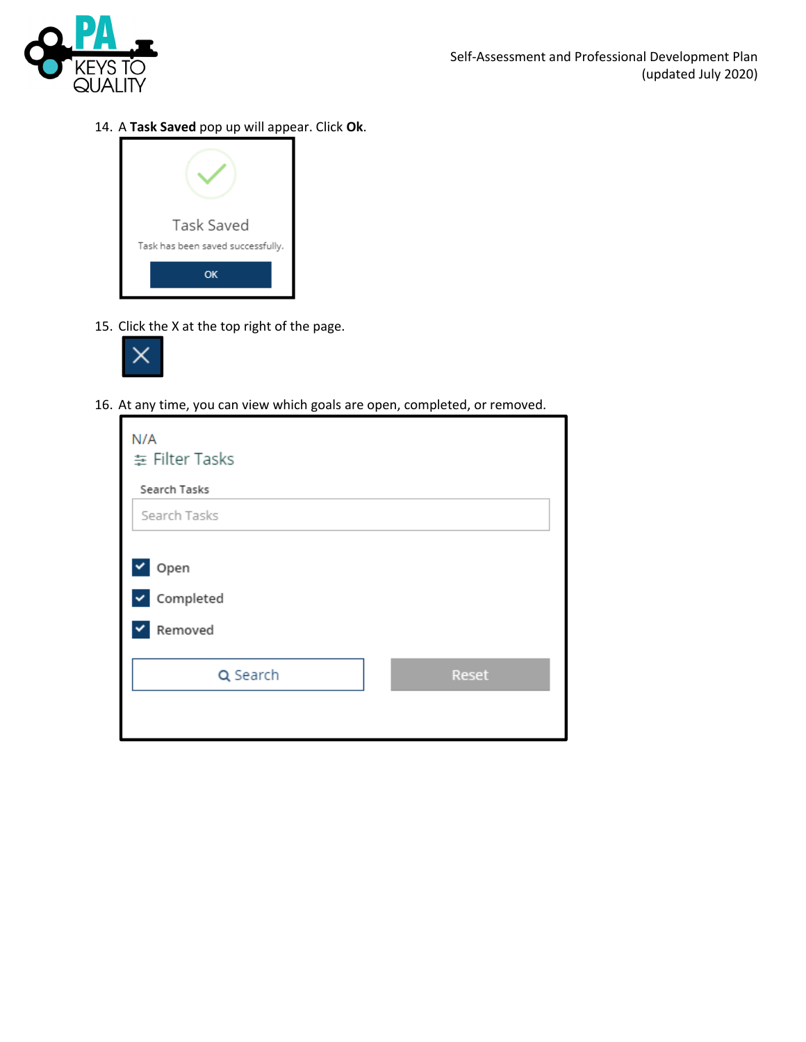14. A **Task Saved** pop up will appear. Click **Ok**.

Task Saved

Task has been saved successfully.

OK

15. Click the X at the top right of the page.

16. At any time, you can view which goals are open, completed, or removed.

N/A

Filter Tasks

Search Tasks

Search Tasks

Open

Completed

Removed

Search

Reset